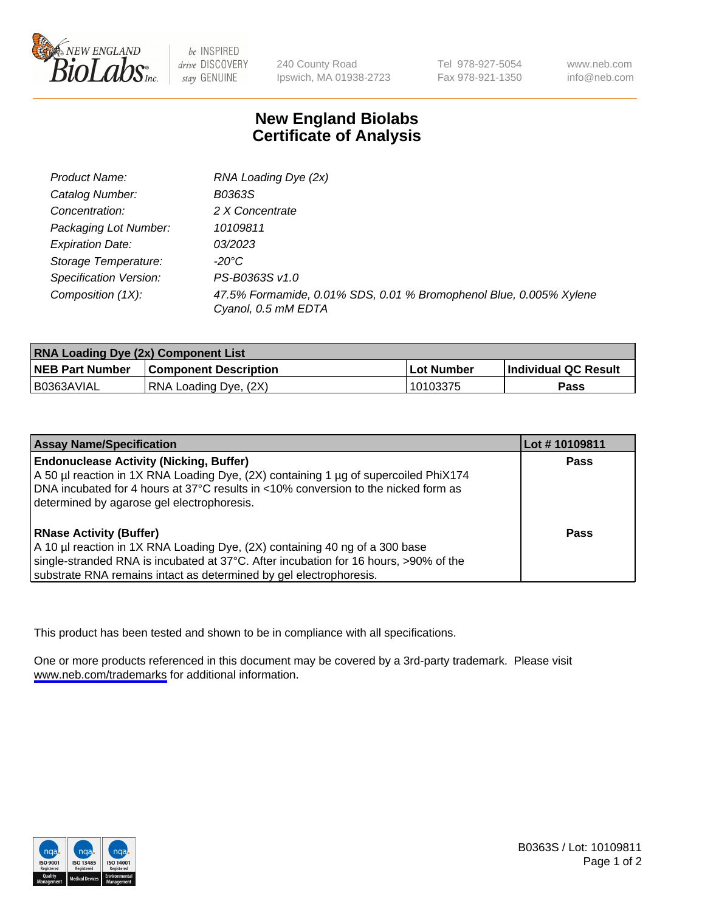# New England Biolabs Certificate of Analysis

| | |
|---|---|
| Product Name: | RNA Loading Dye (2x) |
| Catalog Number: | B0363S |
| Concentration: | 2 X Concentrate |
| Packaging Lot Number: | 10109811 |
| Expiration Date: | 03/2023 |
| Storage Temperature: | -20°C |
| Specification Version: | PS-B0363S v1.0 |
| Composition (1X): | 47.5% Formamide, 0.01% SDS, 0.01 % Bromophenol Blue, 0.005% Xylene Cyanol, 0.5 mM EDTA |

| RNA Loading Dye (2x) Component List | | | |
|---|---|---|---|
| **NEB Part Number** | **Component Description** | **Lot Number** | **Individual QC Result** |
| B0363AVIAL | RNA Loading Dye, (2X) | 10103375 | **Pass** |

| Assay Name/Specification | Lot # 10109811 |
|---|---|
| **Endonuclease Activity (Nicking, Buffer)** A 50 µl reaction in 1X RNA Loading Dye, (2X) containing 1 µg of supercoiled PhiX174 DNA incubated for 4 hours at 37°C results in <10% conversion to the nicked form as determined by agarose gel electrophoresis. | **Pass** |
| **RNase Activity (Buffer)** A 10 µl reaction in 1X RNA Loading Dye, (2X) containing 40 ng of a 300 base single-stranded RNA is incubated at 37°C. After incubation for 16 hours, >90% of the substrate RNA remains intact as determined by gel electrophoresis. | **Pass** |

This product has been tested and shown to be in compliance with all specifications.

One or more products referenced in this document may be covered by a 3rd-party trademark. Please visit www.neb.com/trademarks for additional information.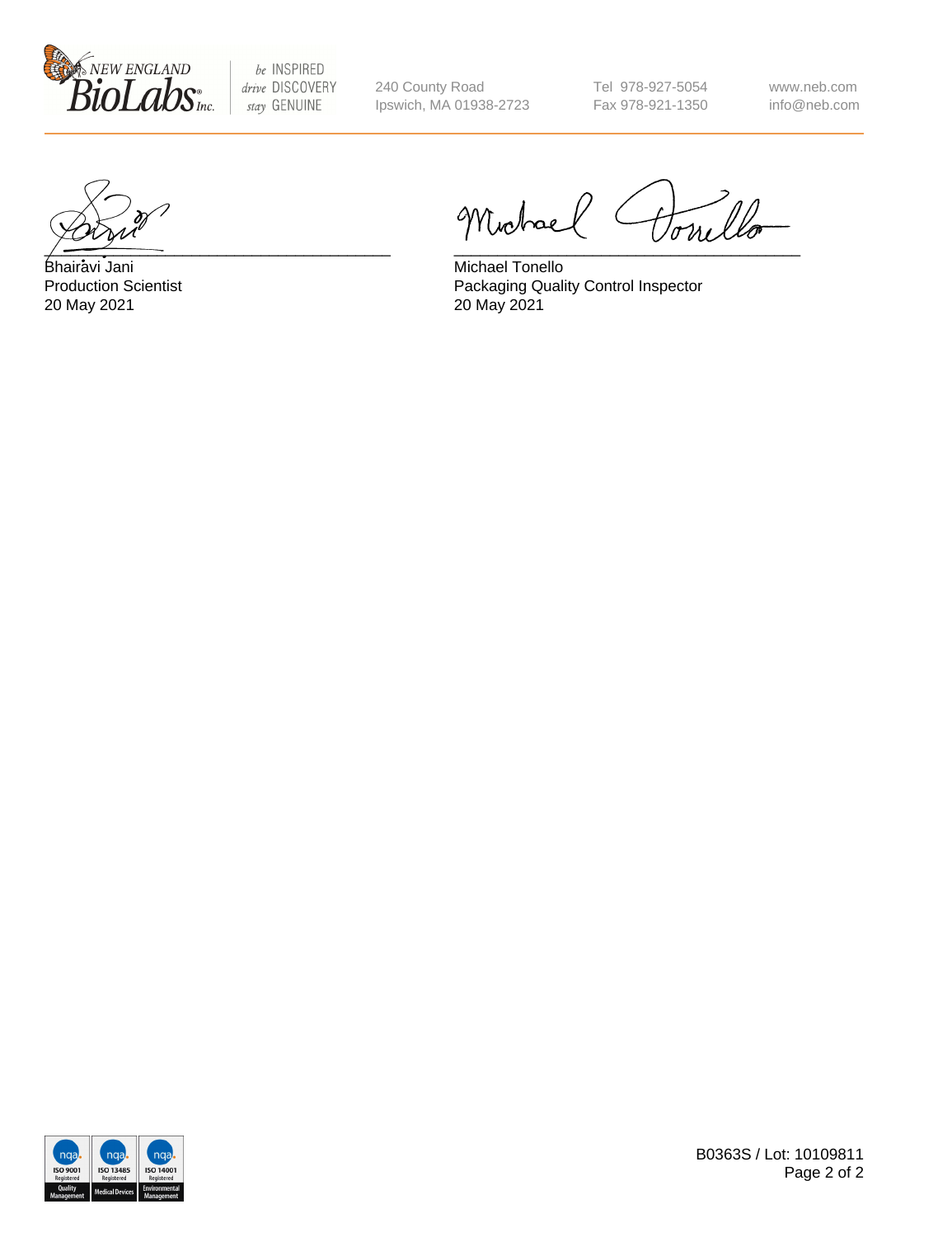Bhairavi Jani
Production Scientist
20 May 2021

Michael Tonello
Packaging Quality Control Inspector
20 May 2021

B0363S / Lot: 10109811